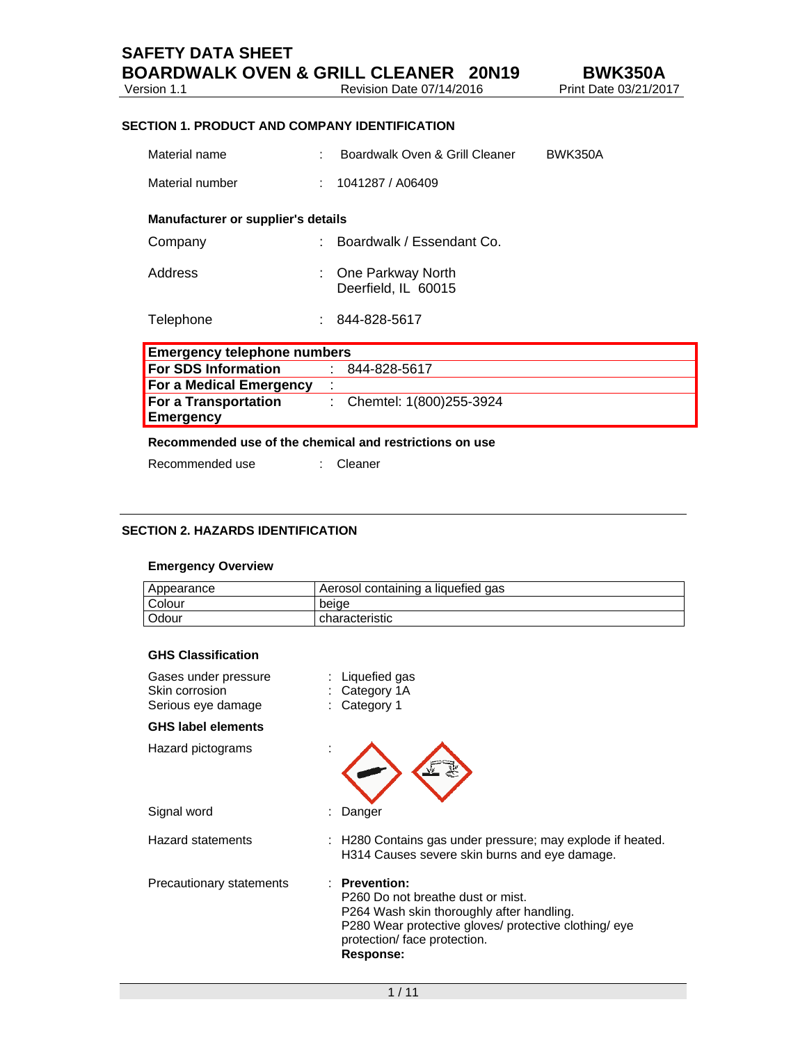# SAFETY DATA SHEET

# BOARDWALK OVEN & GRILL CLEANER 20N19 BWK350A

Version 1.1 Revision Date 07/14/2016 Print Date 03/21/2017

## SECTION 1. PRODUCT AND COMPANY IDENTIFICATION

Material name : Boardwalk Oven & Grill Cleaner BWK350A

Material number : 1041287 / A06409

**Manufacturer or supplier's details**

Company : Boardwalk / Essendant Co.

Address : One Parkway North
Deerfield, IL 60015

Telephone : 844-828-5617

| **Emergency telephone numbers** | |
|---|---|
| **For SDS Information** | : 844-828-5617 |
| **For a Medical Emergency** | : |
| **For a Transportation Emergency** | : Chemtel: 1(800)255-3924 |

**Recommended use of the chemical and restrictions on use**

Recommended use : Cleaner

## SECTION 2. HAZARDS IDENTIFICATION

**Emergency Overview**

| Appearance | Aerosol containing a liquefied gas |
|---|---|
| Colour | beige |
| Odour | characteristic |

**GHS Classification**

Gases under pressure : Liquefied gas
Skin corrosion : Category 1A
Serious eye damage : Category 1

**GHS label elements**

Hazard pictograms :

Signal word : Danger

Hazard statements : H280 Contains gas under pressure; may explode if heated.
H314 Causes severe skin burns and eye damage.

Precautionary statements : **Prevention:**
P260 Do not breathe dust or mist.
P264 Wash skin thoroughly after handling.
P280 Wear protective gloves/ protective clothing/ eye protection/ face protection.
**Response:**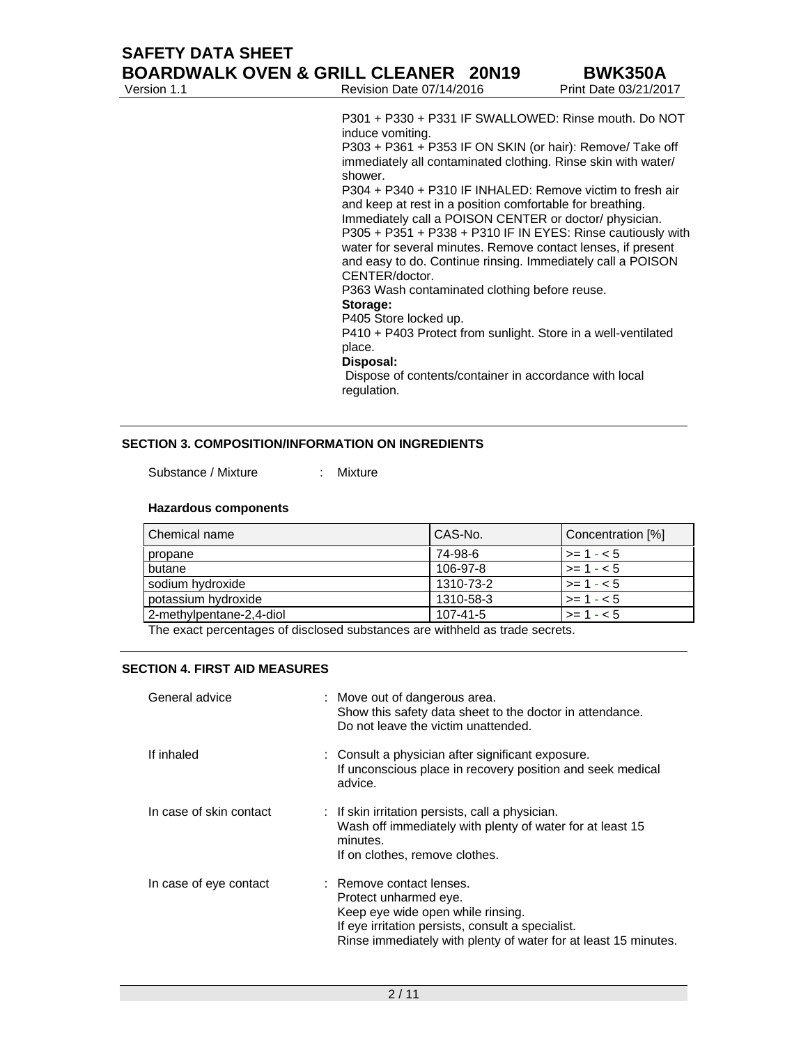P301 + P330 + P331 IF SWALLOWED: Rinse mouth. Do NOT induce vomiting.
P303 + P361 + P353 IF ON SKIN (or hair): Remove/ Take off immediately all contaminated clothing. Rinse skin with water/ shower.
P304 + P340 + P310 IF INHALED: Remove victim to fresh air and keep at rest in a position comfortable for breathing. Immediately call a POISON CENTER or doctor/ physician.
P305 + P351 + P338 + P310 IF IN EYES: Rinse cautiously with water for several minutes. Remove contact lenses, if present and easy to do. Continue rinsing. Immediately call a POISON CENTER/doctor.
P363 Wash contaminated clothing before reuse.

**Storage:**

P405 Store locked up.
P410 + P403 Protect from sunlight. Store in a well-ventilated place.

**Disposal:**

Dispose of contents/container in accordance with local regulation.

## SECTION 3. COMPOSITION/INFORMATION ON INGREDIENTS

Substance / Mixture : Mixture

**Hazardous components**

| Chemical name | CAS-No. | Concentration [%] |
|---|---|---|
| propane | 74-98-6 | >= 1 - < 5 |
| butane | 106-97-8 | >= 1 - < 5 |
| sodium hydroxide | 1310-73-2 | >= 1 - < 5 |
| potassium hydroxide | 1310-58-3 | >= 1 - < 5 |
| 2-methylpentane-2,4-diol | 107-41-5 | >= 1 - < 5 |

The exact percentages of disclosed substances are withheld as trade secrets.

## SECTION 4. FIRST AID MEASURES

General advice : Move out of dangerous area.
Show this safety data sheet to the doctor in attendance.
Do not leave the victim unattended.

If inhaled : Consult a physician after significant exposure.
If unconscious place in recovery position and seek medical advice.

In case of skin contact : If skin irritation persists, call a physician.
Wash off immediately with plenty of water for at least 15 minutes.
If on clothes, remove clothes.

In case of eye contact : Remove contact lenses.
Protect unharmed eye.
Keep eye wide open while rinsing.
If eye irritation persists, consult a specialist.
Rinse immediately with plenty of water for at least 15 minutes.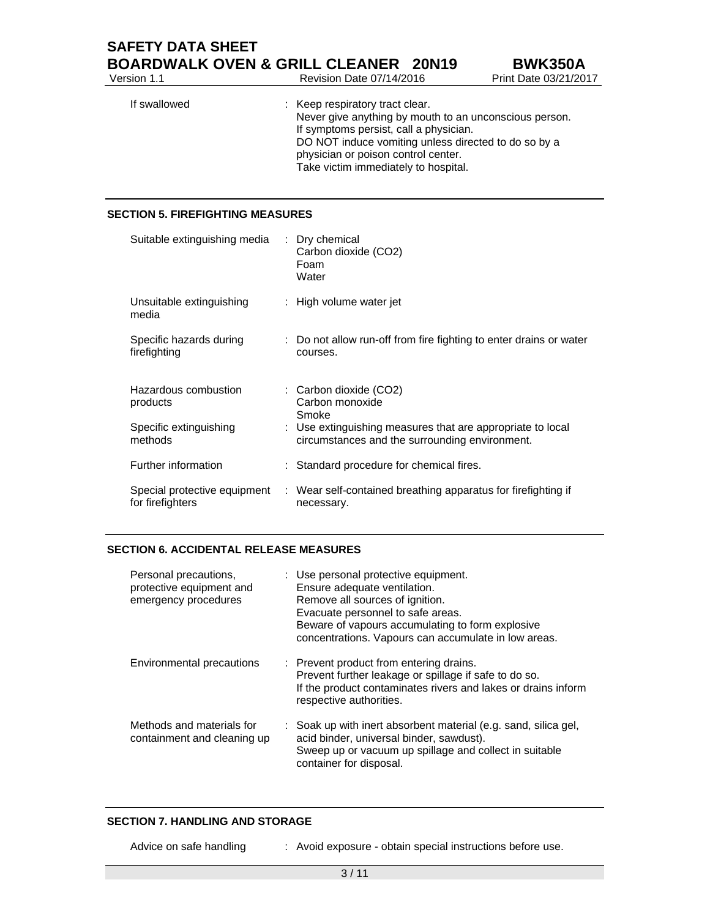| | |
|---|---|
| If swallowed | : Keep respiratory tract clear.<br>Never give anything by mouth to an unconscious person.<br>If symptoms persist, call a physician.<br>DO NOT induce vomiting unless directed to do so by a physician or poison control center.<br>Take victim immediately to hospital. |

## SECTION 5. FIREFIGHTING MEASURES

| | |
|---|---|
| Suitable extinguishing media | : Dry chemical<br>Carbon dioxide ($CO_2$)<br>Foam<br>Water |
| Unsuitable extinguishing media | : High volume water jet |
| Specific hazards during firefighting | : Do not allow run-off from fire fighting to enter drains or water courses. |
| Hazardous combustion products | : Carbon dioxide ($CO_2$)<br>Carbon monoxide<br>Smoke |
| Specific extinguishing methods | : Use extinguishing measures that are appropriate to local circumstances and the surrounding environment. |
| Further information | : Standard procedure for chemical fires. |
| Special protective equipment for firefighters | : Wear self-contained breathing apparatus for firefighting if necessary. |

## SECTION 6. ACCIDENTAL RELEASE MEASURES

| | |
|---|---|
| Personal precautions, protective equipment and emergency procedures | : Use personal protective equipment.<br>Ensure adequate ventilation.<br>Remove all sources of ignition.<br>Evacuate personnel to safe areas.<br>Beware of vapours accumulating to form explosive concentrations. Vapours can accumulate in low areas. |
| Environmental precautions | : Prevent product from entering drains.<br>Prevent further leakage or spillage if safe to do so.<br>If the product contaminates rivers and lakes or drains inform respective authorities. |
| Methods and materials for containment and cleaning up | : Soak up with inert absorbent material (e.g. sand, silica gel, acid binder, universal binder, sawdust).<br>Sweep up or vacuum up spillage and collect in suitable container for disposal. |

## SECTION 7. HANDLING AND STORAGE

| | |
|---|---|
| Advice on safe handling | : Avoid exposure - obtain special instructions before use. |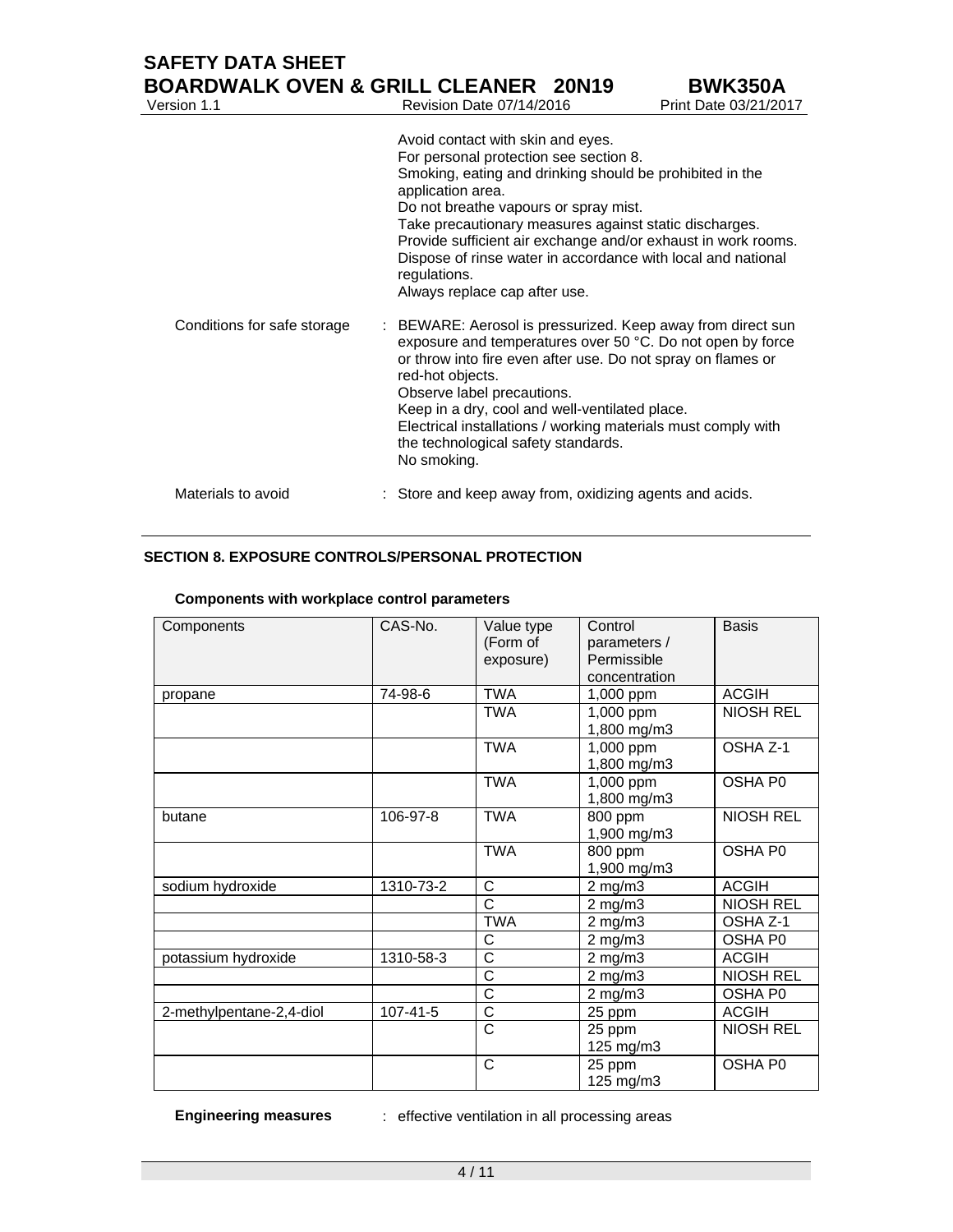Avoid contact with skin and eyes.
For personal protection see section 8.
Smoking, eating and drinking should be prohibited in the application area.
Do not breathe vapours or spray mist.
Take precautionary measures against static discharges.
Provide sufficient air exchange and/or exhaust in work rooms.
Dispose of rinse water in accordance with local and national regulations.
Always replace cap after use.

Conditions for safe storage : BEWARE: Aerosol is pressurized. Keep away from direct sun exposure and temperatures over 50 °C. Do not open by force or throw into fire even after use. Do not spray on flames or red-hot objects.
Observe label precautions.
Keep in a dry, cool and well-ventilated place.
Electrical installations / working materials must comply with the technological safety standards.
No smoking.

Materials to avoid : Store and keep away from, oxidizing agents and acids.

## SECTION 8. EXPOSURE CONTROLS/PERSONAL PROTECTION

**Components with workplace control parameters**

| Components | CAS-No. | Value type (Form of exposure) | Control parameters / Permissible concentration | Basis |
|---|---|---|---|---|
| propane | 74-98-6 | TWA | 1,000 ppm | ACGIH |
| | | TWA | 1,000 ppm<br>1,800 mg/m3 | NIOSH REL |
| | | TWA | 1,000 ppm<br>1,800 mg/m3 | OSHA Z-1 |
| | | TWA | 1,000 ppm<br>1,800 mg/m3 | OSHA P0 |
| butane | 106-97-8 | TWA | 800 ppm<br>1,900 mg/m3 | NIOSH REL |
| | | TWA | 800 ppm<br>1,900 mg/m3 | OSHA P0 |
| sodium hydroxide | 1310-73-2 | C | 2 mg/m3 | ACGIH |
| | | C | 2 mg/m3 | NIOSH REL |
| | | TWA | 2 mg/m3 | OSHA Z-1 |
| | | C | 2 mg/m3 | OSHA P0 |
| potassium hydroxide | 1310-58-3 | C | 2 mg/m3 | ACGIH |
| | | C | 2 mg/m3 | NIOSH REL |
| | | C | 2 mg/m3 | OSHA P0 |
| 2-methylpentane-2,4-diol | 107-41-5 | C | 25 ppm | ACGIH |
| | | C | 25 ppm<br>125 mg/m3 | NIOSH REL |
| | | C | 25 ppm<br>125 mg/m3 | OSHA P0 |

**Engineering measures** : effective ventilation in all processing areas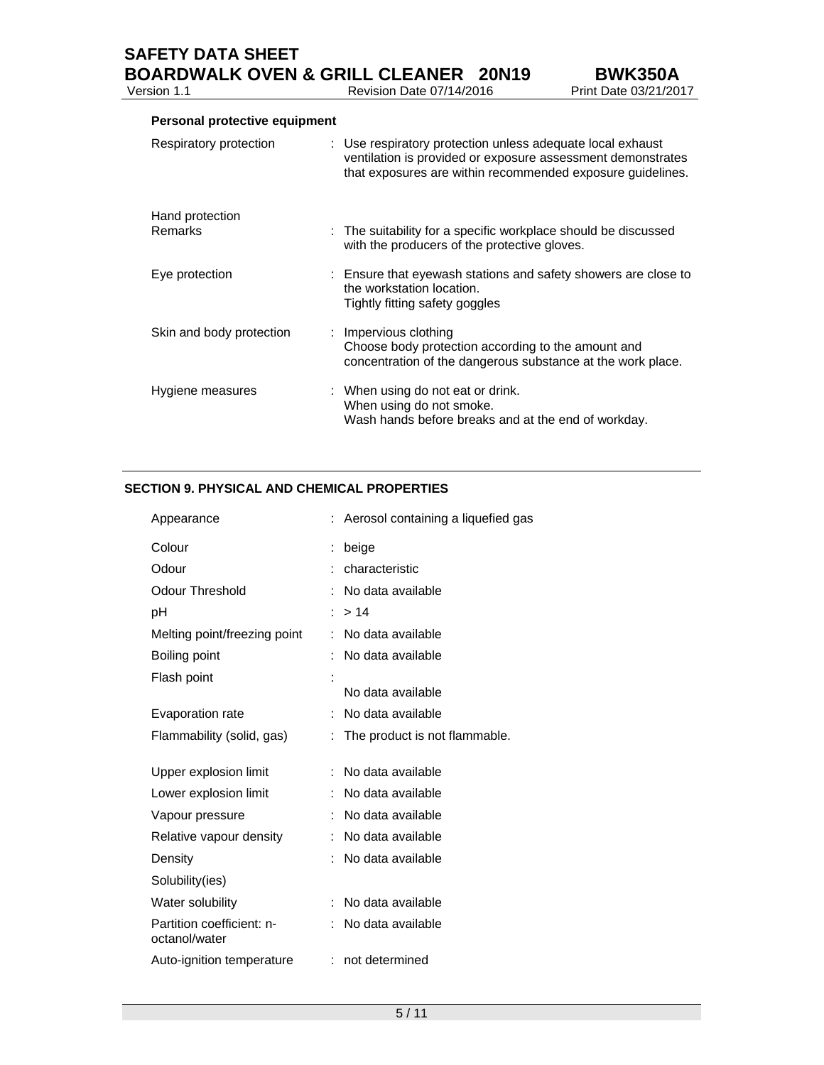**Personal protective equipment**

| | | |
|---|---|---|
| Respiratory protection | : | Use respiratory protection unless adequate local exhaust ventilation is provided or exposure assessment demonstrates that exposures are within recommended exposure guidelines. |
| Hand protection | | |
| Remarks | : | The suitability for a specific workplace should be discussed with the producers of the protective gloves. |
| Eye protection | : | Ensure that eyewash stations and safety showers are close to the workstation location.<br>Tightly fitting safety goggles |
| Skin and body protection | : | Impervious clothing<br>Choose body protection according to the amount and concentration of the dangerous substance at the work place. |
| Hygiene measures | : | When using do not eat or drink.<br>When using do not smoke.<br>Wash hands before breaks and at the end of workday. |

## SECTION 9. PHYSICAL AND CHEMICAL PROPERTIES

| | | |
|---|---|---|
| Appearance | : | Aerosol containing a liquefied gas |
| Colour | : | beige |
| Odour | : | characteristic |
| Odour Threshold | : | No data available |
| pH | : | > 14 |
| Melting point/freezing point | : | No data available |
| Boiling point | : | No data available |
| Flash point | : | No data available |
| Evaporation rate | : | No data available |
| Flammability (solid, gas) | : | The product is not flammable. |
| Upper explosion limit | : | No data available |
| Lower explosion limit | : | No data available |
| Vapour pressure | : | No data available |
| Relative vapour density | : | No data available |
| Density | : | No data available |
| Solubility(ies) | | |
| Water solubility | : | No data available |
| Partition coefficient: n-octanol/water | : | No data available |
| Auto-ignition temperature | : | not determined |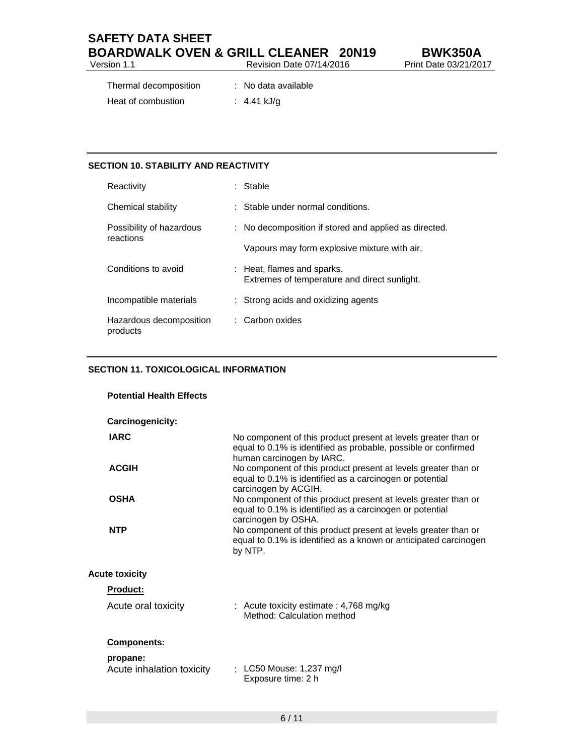| | |
|---|---|
| Thermal decomposition | : No data available |
| Heat of combustion | : 4.41 kJ/g |

## SECTION 10. STABILITY AND REACTIVITY

| | |
|---|---|
| Reactivity | : Stable |
| Chemical stability | : Stable under normal conditions. |
| Possibility of hazardous reactions | : No decomposition if stored and applied as directed.<br>Vapours may form explosive mixture with air. |
| Conditions to avoid | : Heat, flames and sparks.<br>Extremes of temperature and direct sunlight. |
| Incompatible materials | : Strong acids and oxidizing agents |
| Hazardous decomposition products | : Carbon oxides |

## SECTION 11. TOXICOLOGICAL INFORMATION

**Potential Health Effects**

**Carcinogenicity:**

| | |
|---|---|
| **IARC** | No component of this product present at levels greater than or equal to 0.1% is identified as probable, possible or confirmed human carcinogen by IARC. |
| **ACGIH** | No component of this product present at levels greater than or equal to 0.1% is identified as a carcinogen or potential carcinogen by ACGIH. |
| **OSHA** | No component of this product present at levels greater than or equal to 0.1% is identified as a carcinogen or potential carcinogen by OSHA. |
| **NTP** | No component of this product present at levels greater than or equal to 0.1% is identified as a known or anticipated carcinogen by NTP. |

**Acute toxicity**

**Product:**

| | |
|---|---|
| Acute oral toxicity | : Acute toxicity estimate : 4,768 mg/kg<br>Method: Calculation method |

**Components:**

**propane:**

| | |
|---|---|
| Acute inhalation toxicity | : LC50 Mouse: 1,237 mg/l<br>Exposure time: 2 h |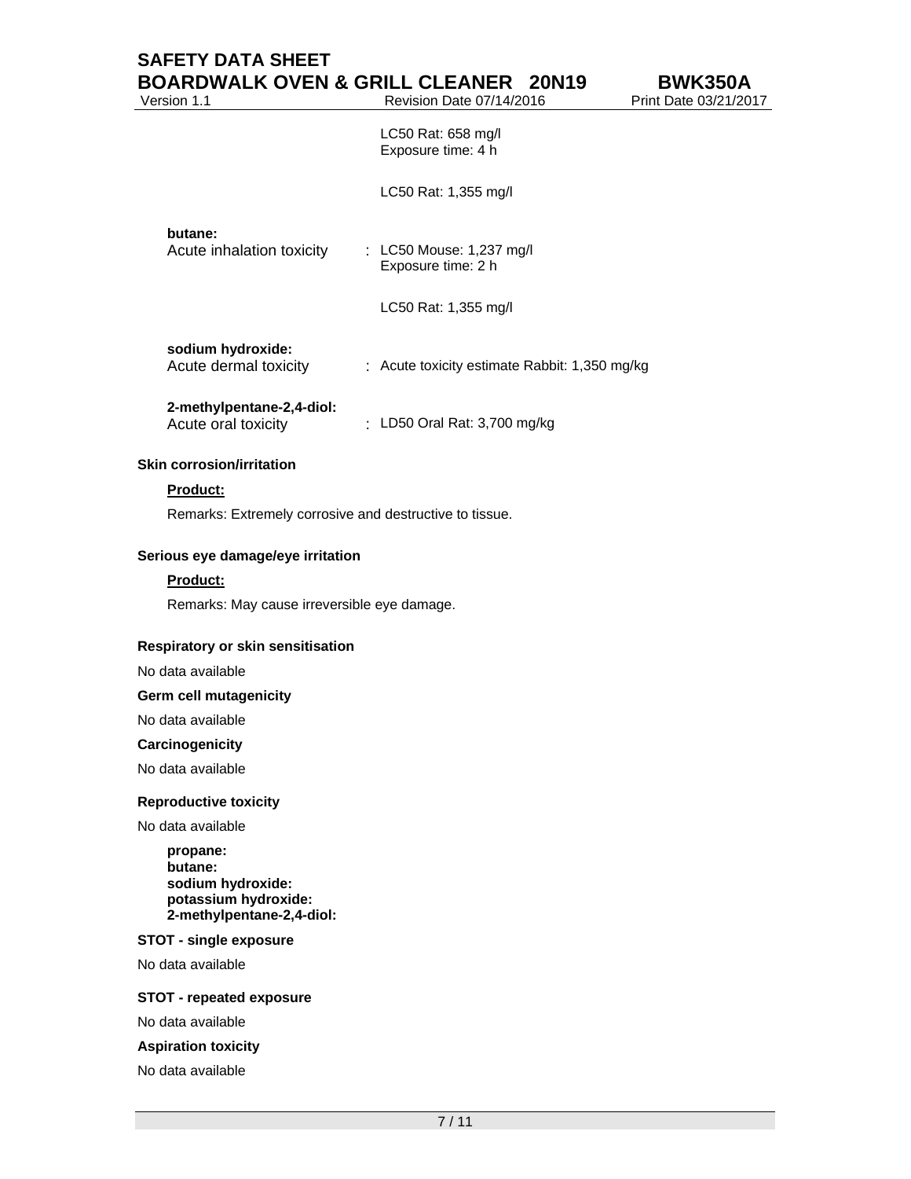LC50 Rat: 658 mg/l
Exposure time: 4 h

LC50 Rat: 1,355 mg/l

**butane:**

Acute inhalation toxicity : LC50 Mouse: 1,237 mg/l
Exposure time: 2 h

LC50 Rat: 1,355 mg/l

**sodium hydroxide:**

Acute dermal toxicity : Acute toxicity estimate Rabbit: 1,350 mg/kg

**2-methylpentane-2,4-diol:**

Acute oral toxicity : LD50 Oral Rat: 3,700 mg/kg

**Skin corrosion/irritation**

**Product:**

Remarks: Extremely corrosive and destructive to tissue.

**Serious eye damage/eye irritation**

**Product:**

Remarks: May cause irreversible eye damage.

**Respiratory or skin sensitisation**

No data available

**Germ cell mutagenicity**

No data available

**Carcinogenicity**

No data available

**Reproductive toxicity**

No data available

**propane:**
**butane:**
**sodium hydroxide:**
**potassium hydroxide:**
**2-methylpentane-2,4-diol:**

**STOT - single exposure**

No data available

**STOT - repeated exposure**

No data available

**Aspiration toxicity**

No data available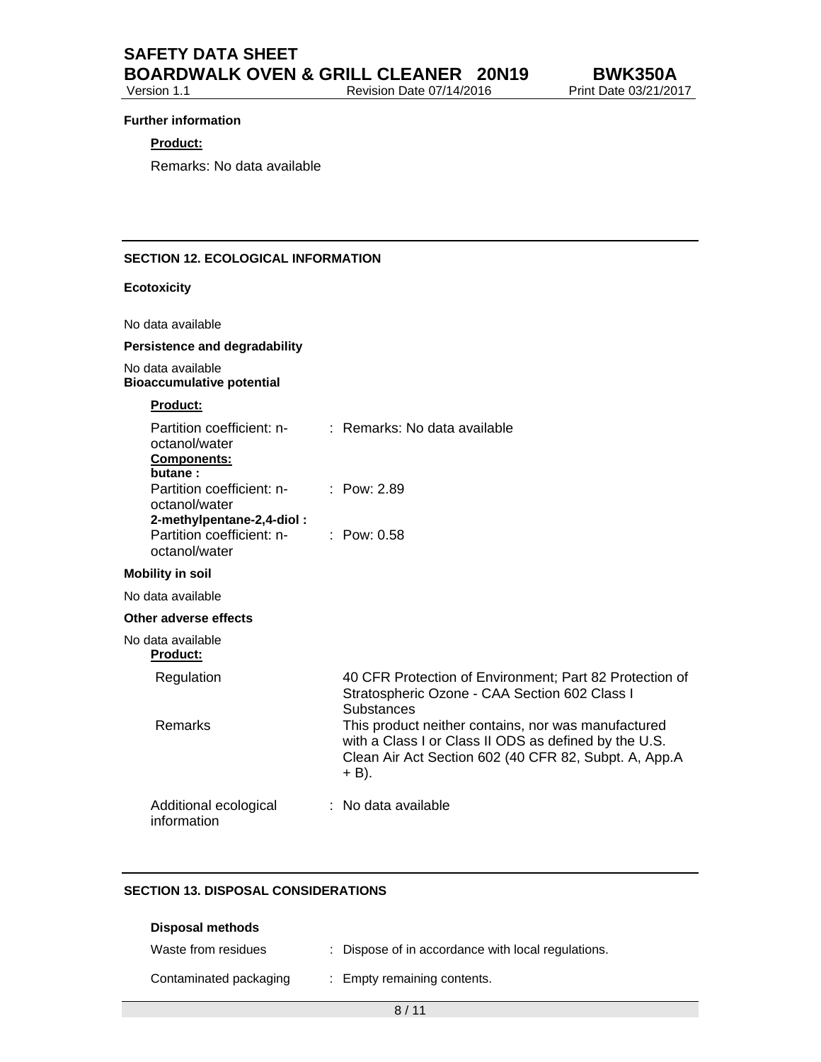**Further information**

**Product:**

Remarks: No data available

## SECTION 12. ECOLOGICAL INFORMATION

**Ecotoxicity**

No data available

**Persistence and degradability**

No data available

**Bioaccumulative potential**

**Product:**

Partition coefficient: n-octanol/water : Remarks: No data available

**Components:**

**butane :**

Partition coefficient: n-octanol/water : Pow: 2.89

**2-methylpentane-2,4-diol :**

Partition coefficient: n-octanol/water : Pow: 0.58

**Mobility in soil**

No data available

**Other adverse effects**

No data available

**Product:**

Regulation: 40 CFR Protection of Environment; Part 82 Protection of Stratospheric Ozone - CAA Section 602 Class I Substances

Remarks: This product neither contains, nor was manufactured with a Class I or Class II ODS as defined by the U.S. Clean Air Act Section 602 (40 CFR 82, Subpt. A, App.A + B).

Additional ecological information : No data available

## SECTION 13. DISPOSAL CONSIDERATIONS

**Disposal methods**

Waste from residues : Dispose of in accordance with local regulations.

Contaminated packaging : Empty remaining contents.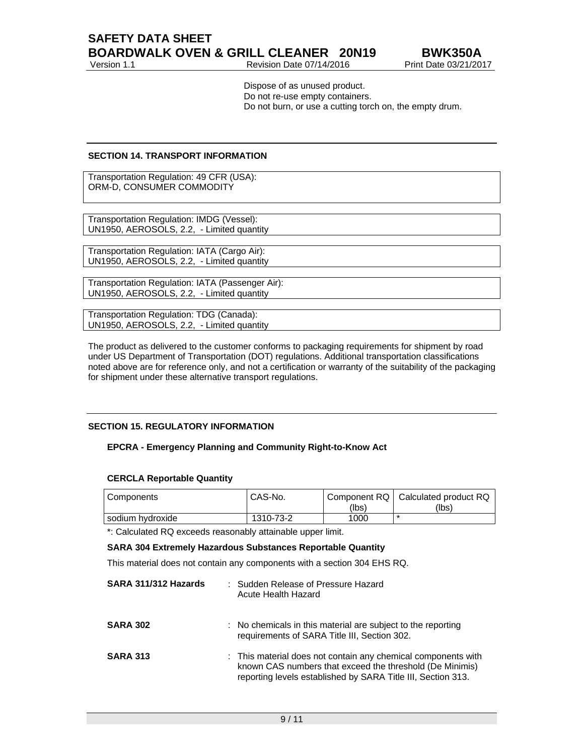Dispose of as unused product.
Do not re-use empty containers.
Do not burn, or use a cutting torch on, the empty drum.

## SECTION 14. TRANSPORT INFORMATION

Transportation Regulation: 49 CFR (USA):
ORM-D, CONSUMER COMMODITY

Transportation Regulation: IMDG (Vessel):
UN1950, AEROSOLS, 2.2, - Limited quantity

Transportation Regulation: IATA (Cargo Air):
UN1950, AEROSOLS, 2.2, - Limited quantity

Transportation Regulation: IATA (Passenger Air):
UN1950, AEROSOLS, 2.2, - Limited quantity

Transportation Regulation: TDG (Canada):
UN1950, AEROSOLS, 2.2, - Limited quantity

The product as delivered to the customer conforms to packaging requirements for shipment by road under US Department of Transportation (DOT) regulations. Additional transportation classifications noted above are for reference only, and not a certification or warranty of the suitability of the packaging for shipment under these alternative transport regulations.

## SECTION 15. REGULATORY INFORMATION

**EPCRA - Emergency Planning and Community Right-to-Know Act**

**CERCLA Reportable Quantity**

| Components | CAS-No. | Component RQ (lbs) | Calculated product RQ (lbs) |
|---|---|---|---|
| sodium hydroxide | 1310-73-2 | 1000 | * |

*: Calculated RQ exceeds reasonably attainable upper limit.

**SARA 304 Extremely Hazardous Substances Reportable Quantity**

This material does not contain any components with a section 304 EHS RQ.

**SARA 311/312 Hazards** : Sudden Release of Pressure Hazard
Acute Health Hazard

**SARA 302** : No chemicals in this material are subject to the reporting requirements of SARA Title III, Section 302.

**SARA 313** : This material does not contain any chemical components with known CAS numbers that exceed the threshold (De Minimis) reporting levels established by SARA Title III, Section 313.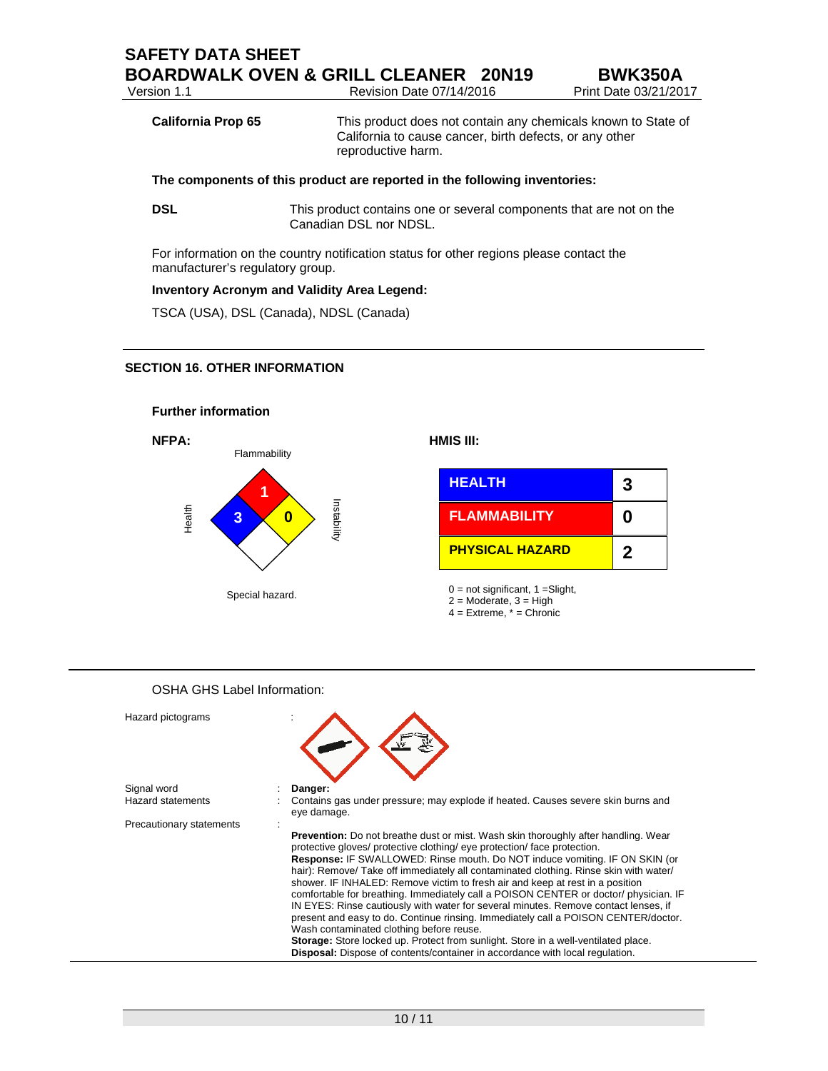**California Prop 65**

This product does not contain any chemicals known to State of California to cause cancer, birth defects, or any other reproductive harm.

**The components of this product are reported in the following inventories:**

**DSL** This product contains one or several components that are not on the Canadian DSL nor NDSL.

For information on the country notification status for other regions please contact the manufacturer's regulatory group.

**Inventory Acronym and Validity Area Legend:**

TSCA (USA), DSL (Canada), NDSL (Canada)

## SECTION 16. OTHER INFORMATION

### Further information

**NFPA:**

Flammability: 1
Health: 3
Instability: 0
Special hazard.

**HMIS III:**

| HEALTH | 3 |
|---|---|
| FLAMMABILITY | 0 |
| PHYSICAL HAZARD | 2 |

0 = not significant, 1 =Slight,
2 = Moderate, 3 = High
4 = Extreme, * = Chronic

OSHA GHS Label Information:

Hazard pictograms :

Signal word : **Danger:**

Hazard statements : Contains gas under pressure; may explode if heated. Causes severe skin burns and eye damage.

Precautionary statements :

**Prevention:** Do not breathe dust or mist. Wash skin thoroughly after handling. Wear protective gloves/ protective clothing/ eye protection/ face protection.
**Response:** IF SWALLOWED: Rinse mouth. Do NOT induce vomiting. IF ON SKIN (or hair): Remove/ Take off immediately all contaminated clothing. Rinse skin with water/ shower. IF INHALED: Remove victim to fresh air and keep at rest in a position comfortable for breathing. Immediately call a POISON CENTER or doctor/ physician. IF IN EYES: Rinse cautiously with water for several minutes. Remove contact lenses, if present and easy to do. Continue rinsing. Immediately call a POISON CENTER/doctor. Wash contaminated clothing before reuse.
**Storage:** Store locked up. Protect from sunlight. Store in a well-ventilated place.
**Disposal:** Dispose of contents/container in accordance with local regulation.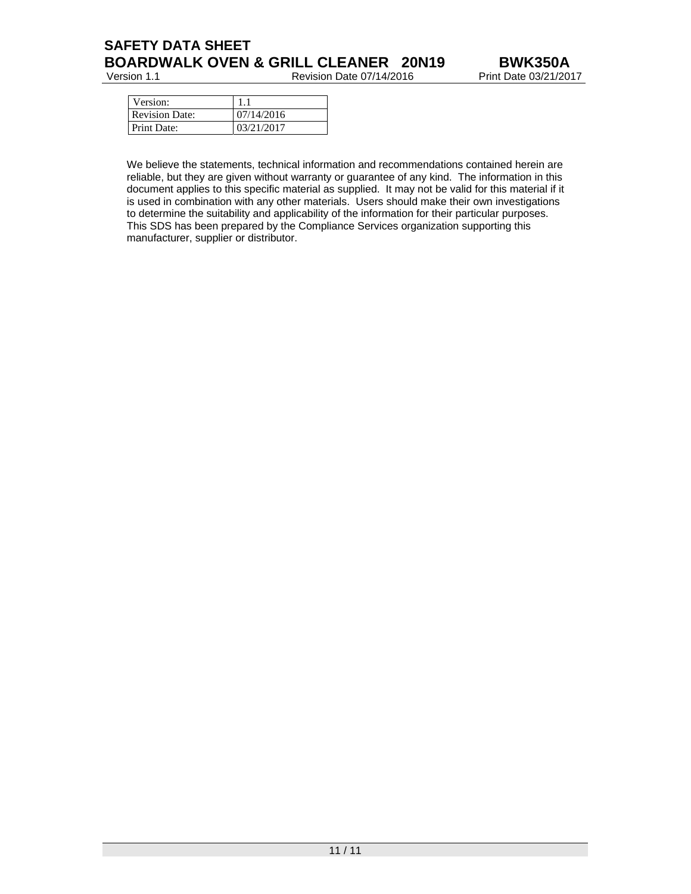| | |
|---|---|
| Version: | 1.1 |
| Revision Date: | 07/14/2016 |
| Print Date: | 03/21/2017 |

We believe the statements, technical information and recommendations contained herein are reliable, but they are given without warranty or guarantee of any kind. The information in this document applies to this specific material as supplied. It may not be valid for this material if it is used in combination with any other materials. Users should make their own investigations to determine the suitability and applicability of the information for their particular purposes. This SDS has been prepared by the Compliance Services organization supporting this manufacturer, supplier or distributor.